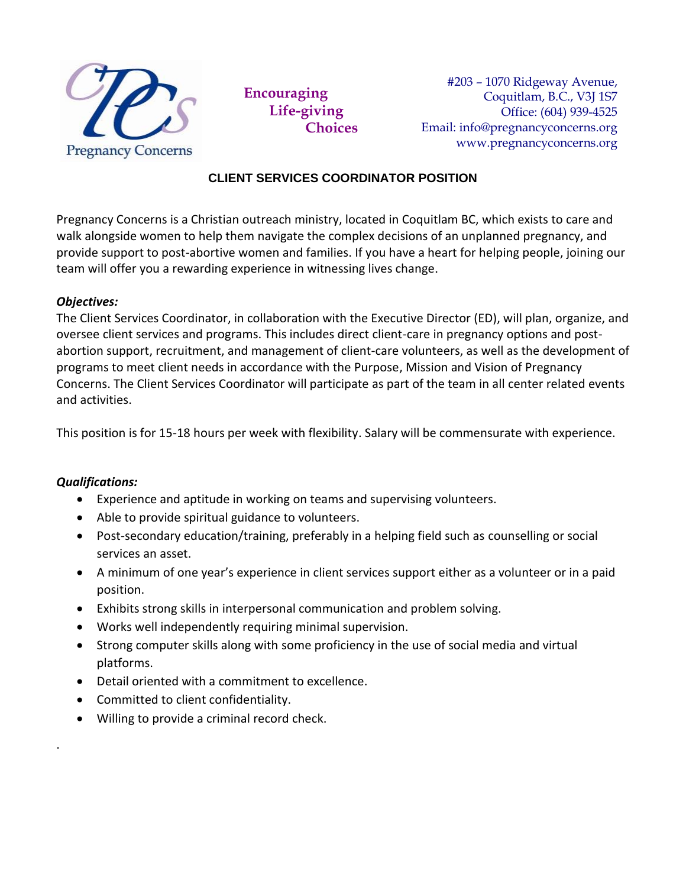Pregnancy Concerns

**Encouraging Life-giving Choices**

#203 – 1070 Ridgeway Avenue,
Coquitlam, B.C., V3J 1S7
Office: (604) 939-4525
Email: info@pregnancyconcerns.org
www.pregnancyconcerns.org

## CLIENT SERVICES COORDINATOR POSITION

Pregnancy Concerns is a Christian outreach ministry, located in Coquitlam BC, which exists to care and walk alongside women to help them navigate the complex decisions of an unplanned pregnancy, and provide support to post-abortive women and families. If you have a heart for helping people, joining our team will offer you a rewarding experience in witnessing lives change.

***Objectives:***

The Client Services Coordinator, in collaboration with the Executive Director (ED), will plan, organize, and oversee client services and programs. This includes direct client-care in pregnancy options and post-abortion support, recruitment, and management of client-care volunteers, as well as the development of programs to meet client needs in accordance with the Purpose, Mission and Vision of Pregnancy Concerns. The Client Services Coordinator will participate as part of the team in all center related events and activities.

This position is for 15-18 hours per week with flexibility. Salary will be commensurate with experience.

***Qualifications:***

- Experience and aptitude in working on teams and supervising volunteers.
- Able to provide spiritual guidance to volunteers.
- Post-secondary education/training, preferably in a helping field such as counselling or social services an asset.
- A minimum of one year's experience in client services support either as a volunteer or in a paid position.
- Exhibits strong skills in interpersonal communication and problem solving.
- Works well independently requiring minimal supervision.
- Strong computer skills along with some proficiency in the use of social media and virtual platforms.
- Detail oriented with a commitment to excellence.
- Committed to client confidentiality.
- Willing to provide a criminal record check.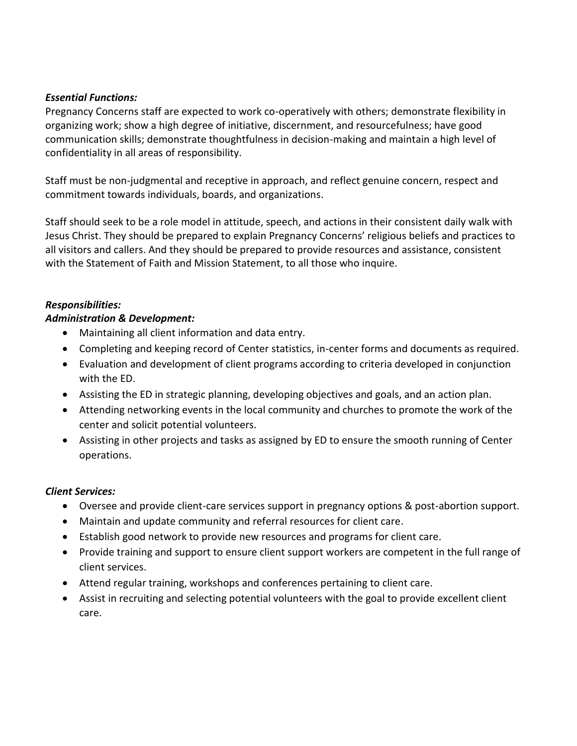***Essential Functions:***

Pregnancy Concerns staff are expected to work co-operatively with others; demonstrate flexibility in organizing work; show a high degree of initiative, discernment, and resourcefulness; have good communication skills; demonstrate thoughtfulness in decision-making and maintain a high level of confidentiality in all areas of responsibility.

Staff must be non-judgmental and receptive in approach, and reflect genuine concern, respect and commitment towards individuals, boards, and organizations.

Staff should seek to be a role model in attitude, speech, and actions in their consistent daily walk with Jesus Christ. They should be prepared to explain Pregnancy Concerns' religious beliefs and practices to all visitors and callers. And they should be prepared to provide resources and assistance, consistent with the Statement of Faith and Mission Statement, to all those who inquire.

***Responsibilities:***

***Administration & Development:***

- Maintaining all client information and data entry.
- Completing and keeping record of Center statistics, in-center forms and documents as required.
- Evaluation and development of client programs according to criteria developed in conjunction with the ED.
- Assisting the ED in strategic planning, developing objectives and goals, and an action plan.
- Attending networking events in the local community and churches to promote the work of the center and solicit potential volunteers.
- Assisting in other projects and tasks as assigned by ED to ensure the smooth running of Center operations.

***Client Services:***

- Oversee and provide client-care services support in pregnancy options & post-abortion support.
- Maintain and update community and referral resources for client care.
- Establish good network to provide new resources and programs for client care.
- Provide training and support to ensure client support workers are competent in the full range of client services.
- Attend regular training, workshops and conferences pertaining to client care.
- Assist in recruiting and selecting potential volunteers with the goal to provide excellent client care.